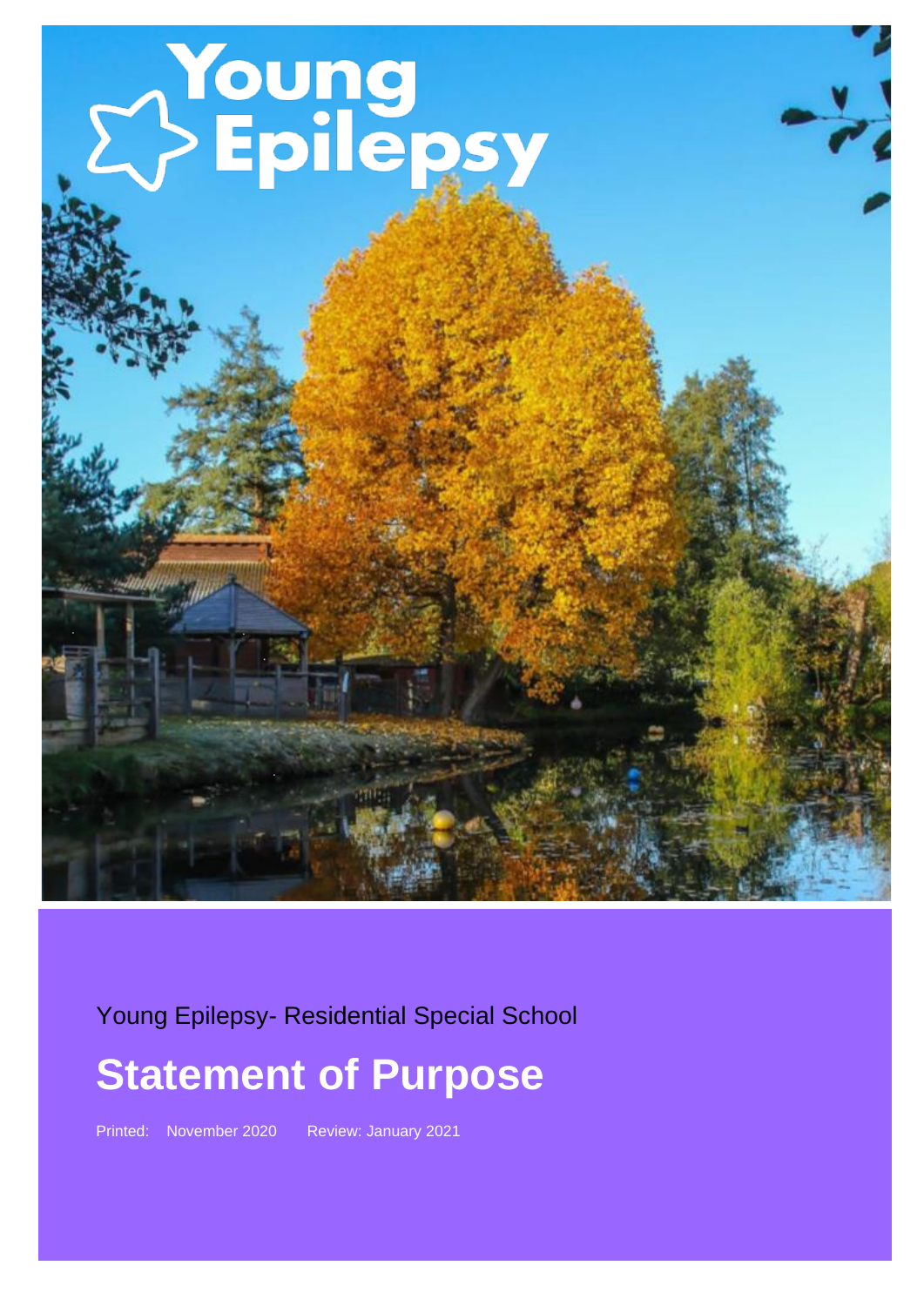Young Epilepsy

Young Epilepsy- Residential Special School

# Statement of Purpose

Printed: November 2020 Review: January 2021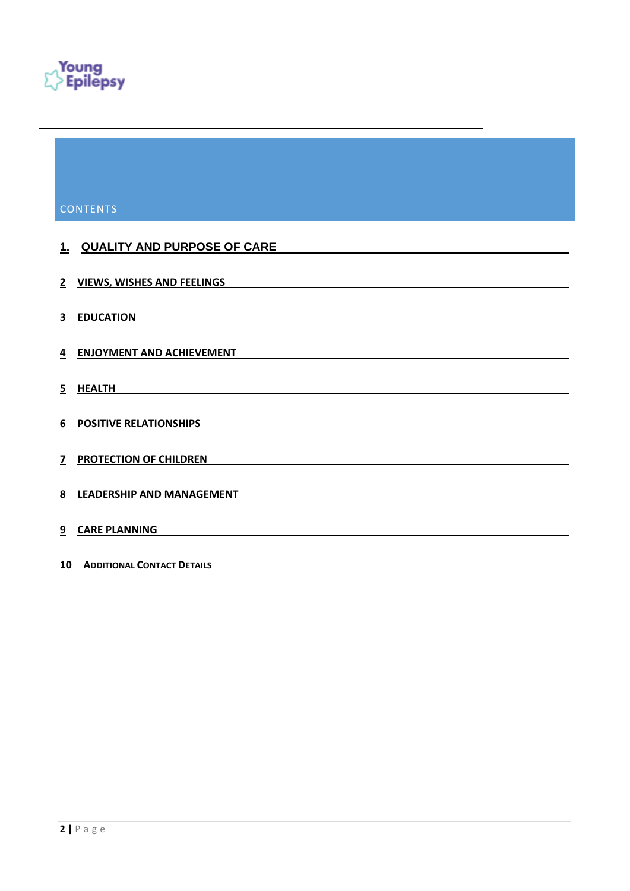Young Epilepsy

## CONTENTS

1. QUALITY AND PURPOSE OF CARE
2. VIEWS, WISHES AND FEELINGS
3. EDUCATION
4. ENJOYMENT AND ACHIEVEMENT
5. HEALTH
6. POSITIVE RELATIONSHIPS
7. PROTECTION OF CHILDREN
8. LEADERSHIP AND MANAGEMENT
9. CARE PLANNING
10. ADDITIONAL CONTACT DETAILS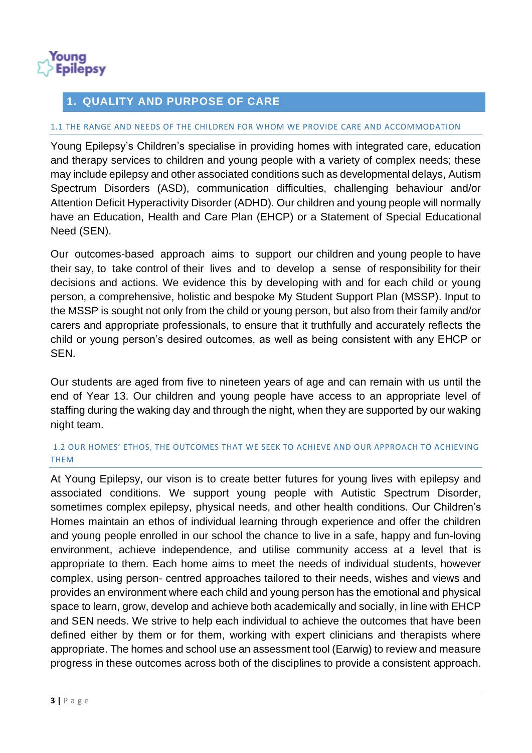## 1. QUALITY AND PURPOSE OF CARE

### 1.1 THE RANGE AND NEEDS OF THE CHILDREN FOR WHOM WE PROVIDE CARE AND ACCOMMODATION

Young Epilepsy's Children's specialise in providing homes with integrated care, education and therapy services to children and young people with a variety of complex needs; these may include epilepsy and other associated conditions such as developmental delays, Autism Spectrum Disorders (ASD), communication difficulties, challenging behaviour and/or Attention Deficit Hyperactivity Disorder (ADHD). Our children and young people will normally have an Education, Health and Care Plan (EHCP) or a Statement of Special Educational Need (SEN).

Our outcomes-based approach aims to support our children and young people to have their say, to take control of their lives and to develop a sense of responsibility for their decisions and actions. We evidence this by developing with and for each child or young person, a comprehensive, holistic and bespoke My Student Support Plan (MSSP). Input to the MSSP is sought not only from the child or young person, but also from their family and/or carers and appropriate professionals, to ensure that it truthfully and accurately reflects the child or young person's desired outcomes, as well as being consistent with any EHCP or SEN.

Our students are aged from five to nineteen years of age and can remain with us until the end of Year 13. Our children and young people have access to an appropriate level of staffing during the waking day and through the night, when they are supported by our waking night team.

### 1.2 OUR HOMES' ETHOS, THE OUTCOMES THAT WE SEEK TO ACHIEVE AND OUR APPROACH TO ACHIEVING THEM

At Young Epilepsy, our vison is to create better futures for young lives with epilepsy and associated conditions. We support young people with Autistic Spectrum Disorder, sometimes complex epilepsy, physical needs, and other health conditions. Our Children's Homes maintain an ethos of individual learning through experience and offer the children and young people enrolled in our school the chance to live in a safe, happy and fun-loving environment, achieve independence, and utilise community access at a level that is appropriate to them. Each home aims to meet the needs of individual students, however complex, using person- centred approaches tailored to their needs, wishes and views and provides an environment where each child and young person has the emotional and physical space to learn, grow, develop and achieve both academically and socially, in line with EHCP and SEN needs. We strive to help each individual to achieve the outcomes that have been defined either by them or for them, working with expert clinicians and therapists where appropriate. The homes and school use an assessment tool (Earwig) to review and measure progress in these outcomes across both of the disciplines to provide a consistent approach.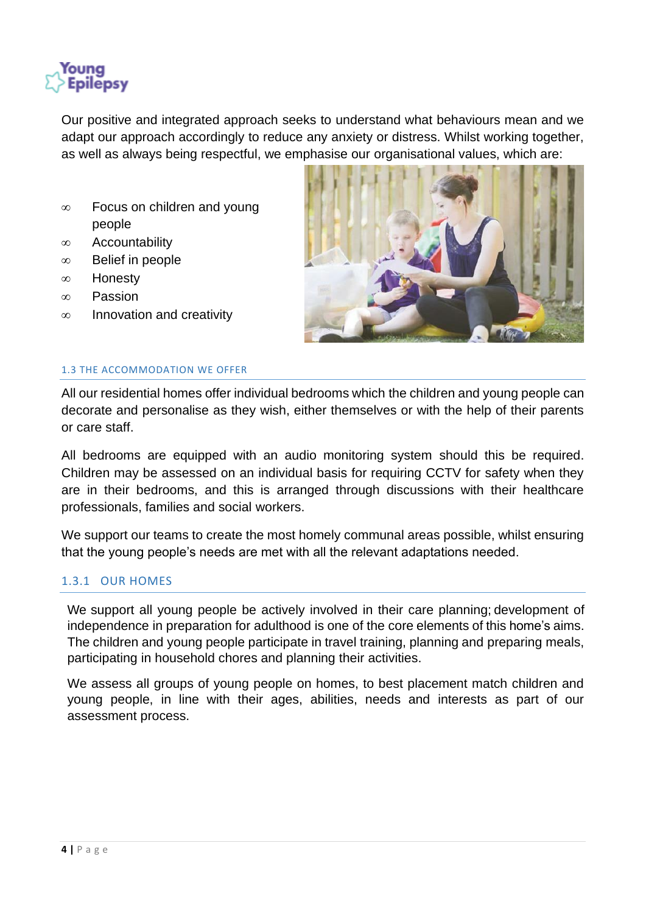Our positive and integrated approach seeks to understand what behaviours mean and we adapt our approach accordingly to reduce any anxiety or distress. Whilst working together, as well as always being respectful, we emphasise our organisational values, which are:

- Focus on children and young people
- Accountability
- Belief in people
- Honesty
- Passion
- Innovation and creativity

### 1.3 THE ACCOMMODATION WE OFFER

All our residential homes offer individual bedrooms which the children and young people can decorate and personalise as they wish, either themselves or with the help of their parents or care staff.

All bedrooms are equipped with an audio monitoring system should this be required. Children may be assessed on an individual basis for requiring CCTV for safety when they are in their bedrooms, and this is arranged through discussions with their healthcare professionals, families and social workers.

We support our teams to create the most homely communal areas possible, whilst ensuring that the young people's needs are met with all the relevant adaptations needed.

#### 1.3.1 OUR HOMES

We support all young people be actively involved in their care planning; development of independence in preparation for adulthood is one of the core elements of this home's aims. The children and young people participate in travel training, planning and preparing meals, participating in household chores and planning their activities.

We assess all groups of young people on homes, to best placement match children and young people, in line with their ages, abilities, needs and interests as part of our assessment process.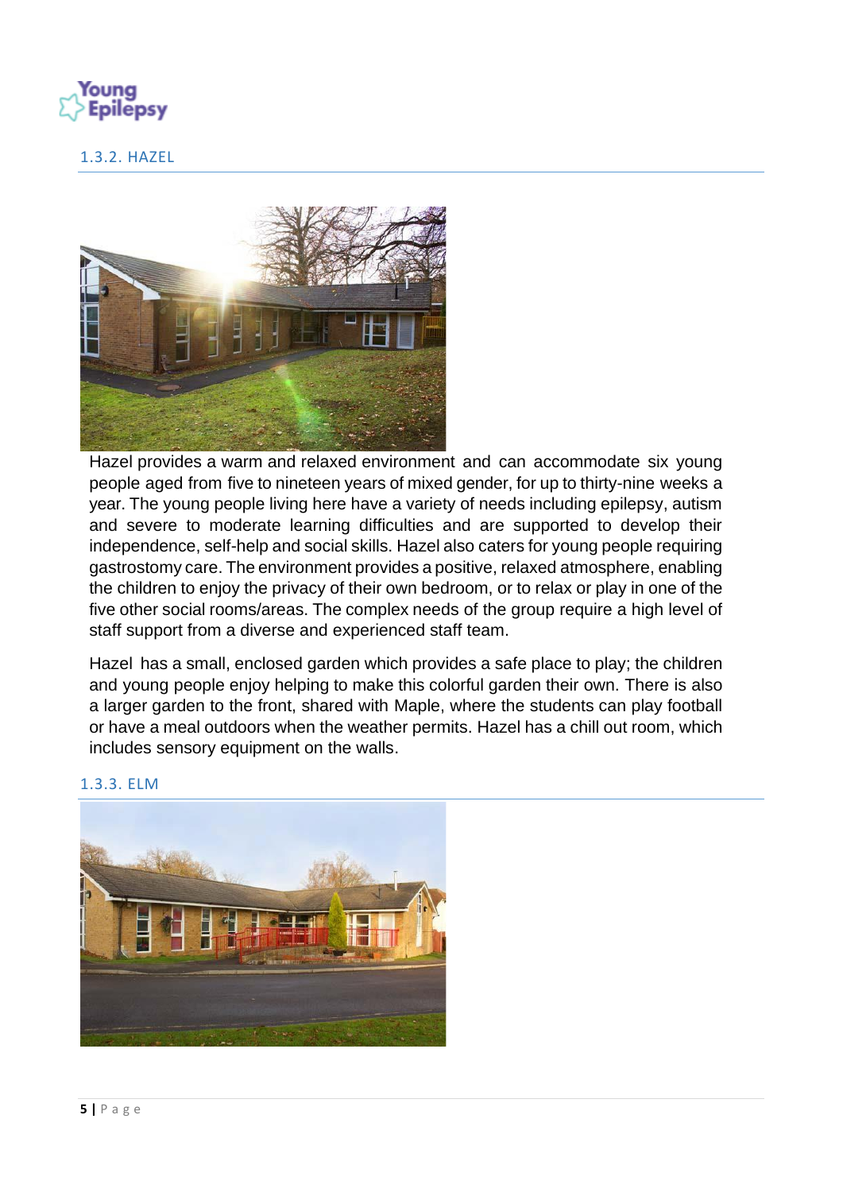### 1.3.2. HAZEL

Hazel provides a warm and relaxed environment and can accommodate six young people aged from five to nineteen years of mixed gender, for up to thirty-nine weeks a year. The young people living here have a variety of needs including epilepsy, autism and severe to moderate learning difficulties and are supported to develop their independence, self-help and social skills. Hazel also caters for young people requiring gastrostomy care. The environment provides a positive, relaxed atmosphere, enabling the children to enjoy the privacy of their own bedroom, or to relax or play in one of the five other social rooms/areas. The complex needs of the group require a high level of staff support from a diverse and experienced staff team.

Hazel has a small, enclosed garden which provides a safe place to play; the children and young people enjoy helping to make this colorful garden their own. There is also a larger garden to the front, shared with Maple, where the students can play football or have a meal outdoors when the weather permits. Hazel has a chill out room, which includes sensory equipment on the walls.

### 1.3.3. ELM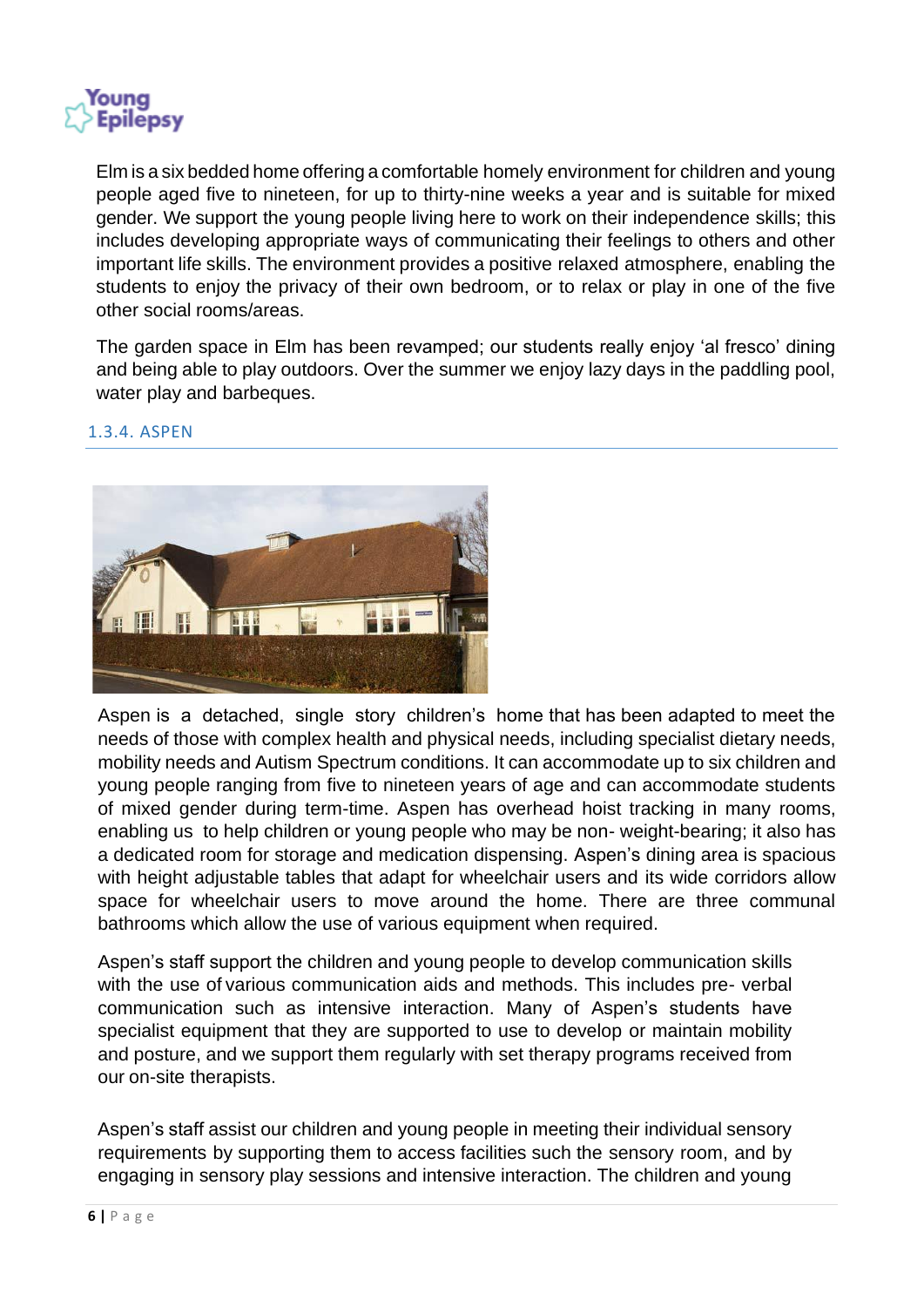Elm is a six bedded home offering a comfortable homely environment for children and young people aged five to nineteen, for up to thirty-nine weeks a year and is suitable for mixed gender. We support the young people living here to work on their independence skills; this includes developing appropriate ways of communicating their feelings to others and other important life skills. The environment provides a positive relaxed atmosphere, enabling the students to enjoy the privacy of their own bedroom, or to relax or play in one of the five other social rooms/areas.

The garden space in Elm has been revamped; our students really enjoy 'al fresco' dining and being able to play outdoors. Over the summer we enjoy lazy days in the paddling pool, water play and barbeques.

### 1.3.4. ASPEN

Aspen is a detached, single story children's home that has been adapted to meet the needs of those with complex health and physical needs, including specialist dietary needs, mobility needs and Autism Spectrum conditions. It can accommodate up to six children and young people ranging from five to nineteen years of age and can accommodate students of mixed gender during term-time. Aspen has overhead hoist tracking in many rooms, enabling us to help children or young people who may be non- weight-bearing; it also has a dedicated room for storage and medication dispensing. Aspen's dining area is spacious with height adjustable tables that adapt for wheelchair users and its wide corridors allow space for wheelchair users to move around the home. There are three communal bathrooms which allow the use of various equipment when required.

Aspen's staff support the children and young people to develop communication skills with the use of various communication aids and methods. This includes pre- verbal communication such as intensive interaction. Many of Aspen's students have specialist equipment that they are supported to use to develop or maintain mobility and posture, and we support them regularly with set therapy programs received from our on-site therapists.

Aspen's staff assist our children and young people in meeting their individual sensory requirements by supporting them to access facilities such the sensory room, and by engaging in sensory play sessions and intensive interaction. The children and young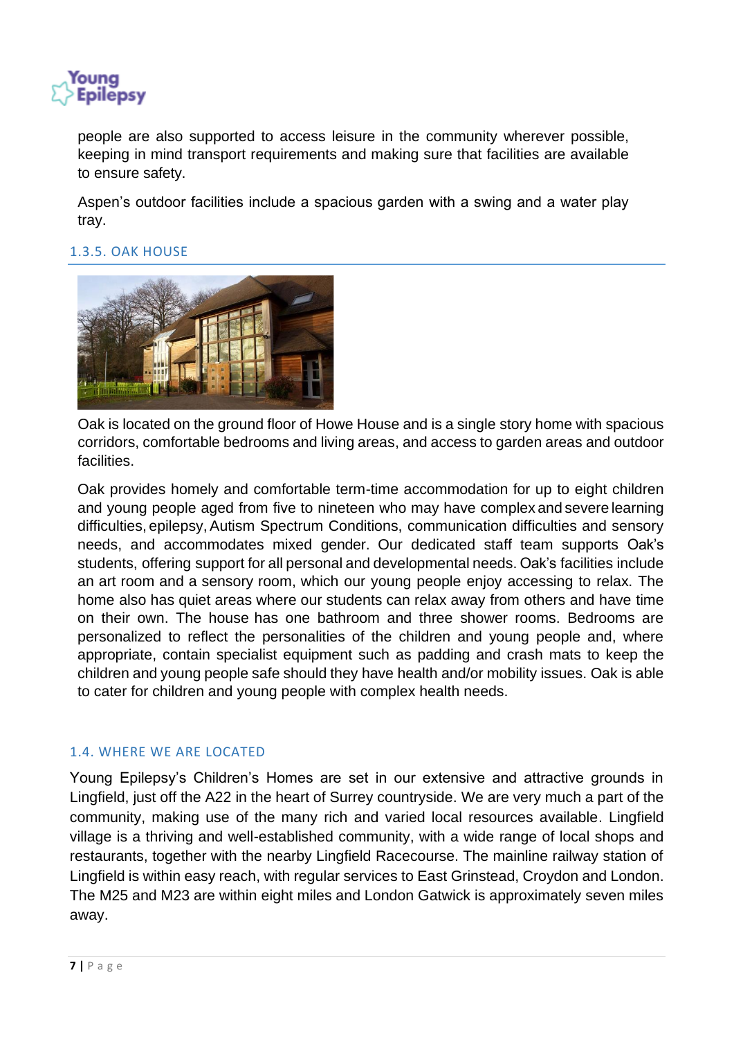people are also supported to access leisure in the community wherever possible, keeping in mind transport requirements and making sure that facilities are available to ensure safety.

Aspen's outdoor facilities include a spacious garden with a swing and a water play tray.

### 1.3.5. OAK HOUSE

Oak is located on the ground floor of Howe House and is a single story home with spacious corridors, comfortable bedrooms and living areas, and access to garden areas and outdoor facilities.

Oak provides homely and comfortable term-time accommodation for up to eight children and young people aged from five to nineteen who may have complex and severe learning difficulties, epilepsy, Autism Spectrum Conditions, communication difficulties and sensory needs, and accommodates mixed gender. Our dedicated staff team supports Oak's students, offering support for all personal and developmental needs. Oak's facilities include an art room and a sensory room, which our young people enjoy accessing to relax. The home also has quiet areas where our students can relax away from others and have time on their own. The house has one bathroom and three shower rooms. Bedrooms are personalized to reflect the personalities of the children and young people and, where appropriate, contain specialist equipment such as padding and crash mats to keep the children and young people safe should they have health and/or mobility issues. Oak is able to cater for children and young people with complex health needs.

## 1.4. WHERE WE ARE LOCATED

Young Epilepsy's Children's Homes are set in our extensive and attractive grounds in Lingfield, just off the A22 in the heart of Surrey countryside. We are very much a part of the community, making use of the many rich and varied local resources available. Lingfield village is a thriving and well-established community, with a wide range of local shops and restaurants, together with the nearby Lingfield Racecourse. The mainline railway station of Lingfield is within easy reach, with regular services to East Grinstead, Croydon and London. The M25 and M23 are within eight miles and London Gatwick is approximately seven miles away.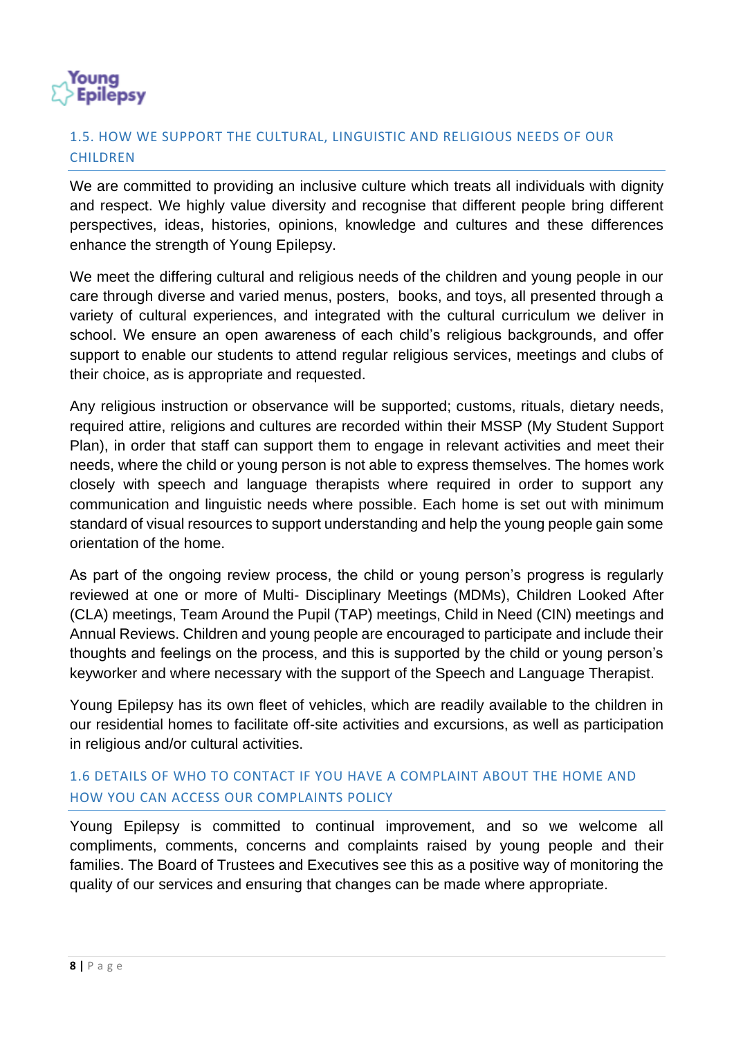## 1.5. HOW WE SUPPORT THE CULTURAL, LINGUISTIC AND RELIGIOUS NEEDS OF OUR CHILDREN

We are committed to providing an inclusive culture which treats all individuals with dignity and respect. We highly value diversity and recognise that different people bring different perspectives, ideas, histories, opinions, knowledge and cultures and these differences enhance the strength of Young Epilepsy.

We meet the differing cultural and religious needs of the children and young people in our care through diverse and varied menus, posters, books, and toys, all presented through a variety of cultural experiences, and integrated with the cultural curriculum we deliver in school. We ensure an open awareness of each child's religious backgrounds, and offer support to enable our students to attend regular religious services, meetings and clubs of their choice, as is appropriate and requested.

Any religious instruction or observance will be supported; customs, rituals, dietary needs, required attire, religions and cultures are recorded within their MSSP (My Student Support Plan), in order that staff can support them to engage in relevant activities and meet their needs, where the child or young person is not able to express themselves. The homes work closely with speech and language therapists where required in order to support any communication and linguistic needs where possible. Each home is set out with minimum standard of visual resources to support understanding and help the young people gain some orientation of the home.

As part of the ongoing review process, the child or young person's progress is regularly reviewed at one or more of Multi- Disciplinary Meetings (MDMs), Children Looked After (CLA) meetings, Team Around the Pupil (TAP) meetings, Child in Need (CIN) meetings and Annual Reviews. Children and young people are encouraged to participate and include their thoughts and feelings on the process, and this is supported by the child or young person's keyworker and where necessary with the support of the Speech and Language Therapist.

Young Epilepsy has its own fleet of vehicles, which are readily available to the children in our residential homes to facilitate off-site activities and excursions, as well as participation in religious and/or cultural activities.

## 1.6 DETAILS OF WHO TO CONTACT IF YOU HAVE A COMPLAINT ABOUT THE HOME AND HOW YOU CAN ACCESS OUR COMPLAINTS POLICY

Young Epilepsy is committed to continual improvement, and so we welcome all compliments, comments, concerns and complaints raised by young people and their families. The Board of Trustees and Executives see this as a positive way of monitoring the quality of our services and ensuring that changes can be made where appropriate.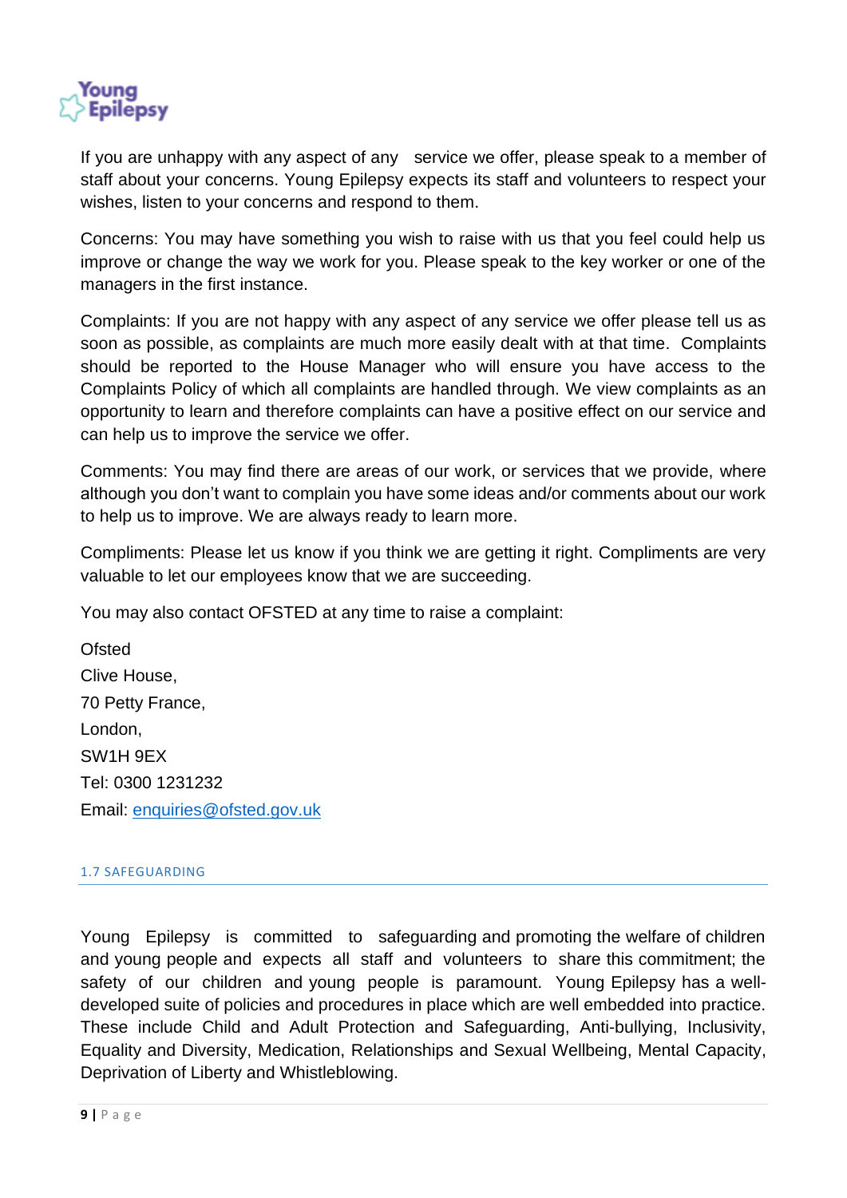If you are unhappy with any aspect of any service we offer, please speak to a member of staff about your concerns. Young Epilepsy expects its staff and volunteers to respect your wishes, listen to your concerns and respond to them.

Concerns: You may have something you wish to raise with us that you feel could help us improve or change the way we work for you. Please speak to the key worker or one of the managers in the first instance.

Complaints: If you are not happy with any aspect of any service we offer please tell us as soon as possible, as complaints are much more easily dealt with at that time. Complaints should be reported to the House Manager who will ensure you have access to the Complaints Policy of which all complaints are handled through. We view complaints as an opportunity to learn and therefore complaints can have a positive effect on our service and can help us to improve the service we offer.

Comments: You may find there are areas of our work, or services that we provide, where although you don't want to complain you have some ideas and/or comments about our work to help us to improve. We are always ready to learn more.

Compliments: Please let us know if you think we are getting it right. Compliments are very valuable to let our employees know that we are succeeding.

You may also contact OFSTED at any time to raise a complaint:

Ofsted
Clive House,
70 Petty France,
London,
SW1H 9EX
Tel: 0300 1231232
Email: enquiries@ofsted.gov.uk

## 1.7 SAFEGUARDING

Young Epilepsy is committed to safeguarding and promoting the welfare of children and young people and expects all staff and volunteers to share this commitment; the safety of our children and young people is paramount. Young Epilepsy has a well-developed suite of policies and procedures in place which are well embedded into practice. These include Child and Adult Protection and Safeguarding, Anti-bullying, Inclusivity, Equality and Diversity, Medication, Relationships and Sexual Wellbeing, Mental Capacity, Deprivation of Liberty and Whistleblowing.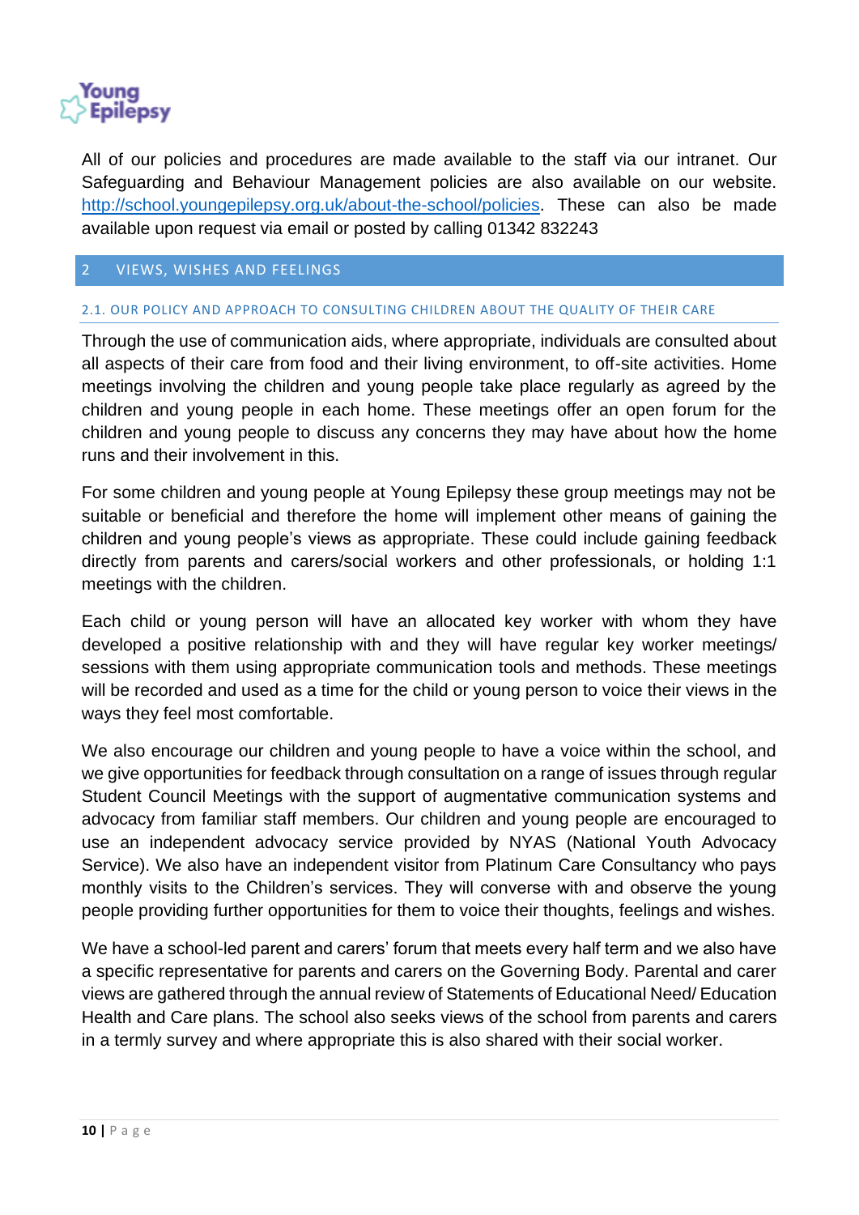All of our policies and procedures are made available to the staff via our intranet. Our Safeguarding and Behaviour Management policies are also available on our website. http://school.youngepilepsy.org.uk/about-the-school/policies. These can also be made available upon request via email or posted by calling 01342 832243

## 2 VIEWS, WISHES AND FEELINGS

### 2.1. OUR POLICY AND APPROACH TO CONSULTING CHILDREN ABOUT THE QUALITY OF THEIR CARE

Through the use of communication aids, where appropriate, individuals are consulted about all aspects of their care from food and their living environment, to off-site activities. Home meetings involving the children and young people take place regularly as agreed by the children and young people in each home. These meetings offer an open forum for the children and young people to discuss any concerns they may have about how the home runs and their involvement in this.

For some children and young people at Young Epilepsy these group meetings may not be suitable or beneficial and therefore the home will implement other means of gaining the children and young people's views as appropriate. These could include gaining feedback directly from parents and carers/social workers and other professionals, or holding 1:1 meetings with the children.

Each child or young person will have an allocated key worker with whom they have developed a positive relationship with and they will have regular key worker meetings/ sessions with them using appropriate communication tools and methods. These meetings will be recorded and used as a time for the child or young person to voice their views in the ways they feel most comfortable.

We also encourage our children and young people to have a voice within the school, and we give opportunities for feedback through consultation on a range of issues through regular Student Council Meetings with the support of augmentative communication systems and advocacy from familiar staff members. Our children and young people are encouraged to use an independent advocacy service provided by NYAS (National Youth Advocacy Service). We also have an independent visitor from Platinum Care Consultancy who pays monthly visits to the Children's services. They will converse with and observe the young people providing further opportunities for them to voice their thoughts, feelings and wishes.

We have a school-led parent and carers' forum that meets every half term and we also have a specific representative for parents and carers on the Governing Body. Parental and carer views are gathered through the annual review of Statements of Educational Need/ Education Health and Care plans. The school also seeks views of the school from parents and carers in a termly survey and where appropriate this is also shared with their social worker.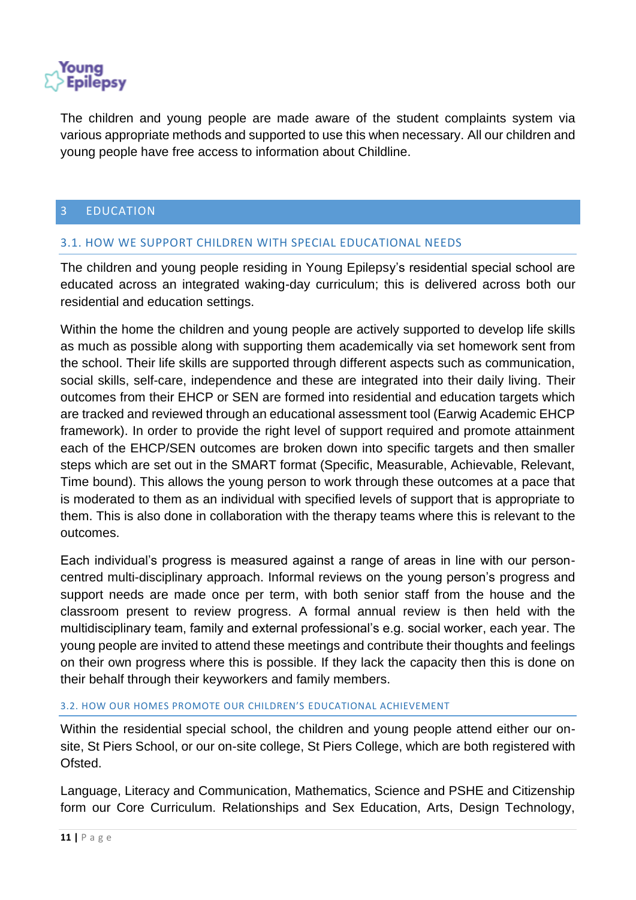The children and young people are made aware of the student complaints system via various appropriate methods and supported to use this when necessary. All our children and young people have free access to information about Childline.

# 3 EDUCATION

## 3.1. HOW WE SUPPORT CHILDREN WITH SPECIAL EDUCATIONAL NEEDS

The children and young people residing in Young Epilepsy's residential special school are educated across an integrated waking-day curriculum; this is delivered across both our residential and education settings.

Within the home the children and young people are actively supported to develop life skills as much as possible along with supporting them academically via set homework sent from the school. Their life skills are supported through different aspects such as communication, social skills, self-care, independence and these are integrated into their daily living. Their outcomes from their EHCP or SEN are formed into residential and education targets which are tracked and reviewed through an educational assessment tool (Earwig Academic EHCP framework). In order to provide the right level of support required and promote attainment each of the EHCP/SEN outcomes are broken down into specific targets and then smaller steps which are set out in the SMART format (Specific, Measurable, Achievable, Relevant, Time bound). This allows the young person to work through these outcomes at a pace that is moderated to them as an individual with specified levels of support that is appropriate to them. This is also done in collaboration with the therapy teams where this is relevant to the outcomes.

Each individual's progress is measured against a range of areas in line with our person-centred multi-disciplinary approach. Informal reviews on the young person's progress and support needs are made once per term, with both senior staff from the house and the classroom present to review progress. A formal annual review is then held with the multidisciplinary team, family and external professional's e.g. social worker, each year. The young people are invited to attend these meetings and contribute their thoughts and feelings on their own progress where this is possible. If they lack the capacity then this is done on their behalf through their keyworkers and family members.

### 3.2. HOW OUR HOMES PROMOTE OUR CHILDREN'S EDUCATIONAL ACHIEVEMENT

Within the residential special school, the children and young people attend either our on-site, St Piers School, or our on-site college, St Piers College, which are both registered with Ofsted.

Language, Literacy and Communication, Mathematics, Science and PSHE and Citizenship form our Core Curriculum. Relationships and Sex Education, Arts, Design Technology,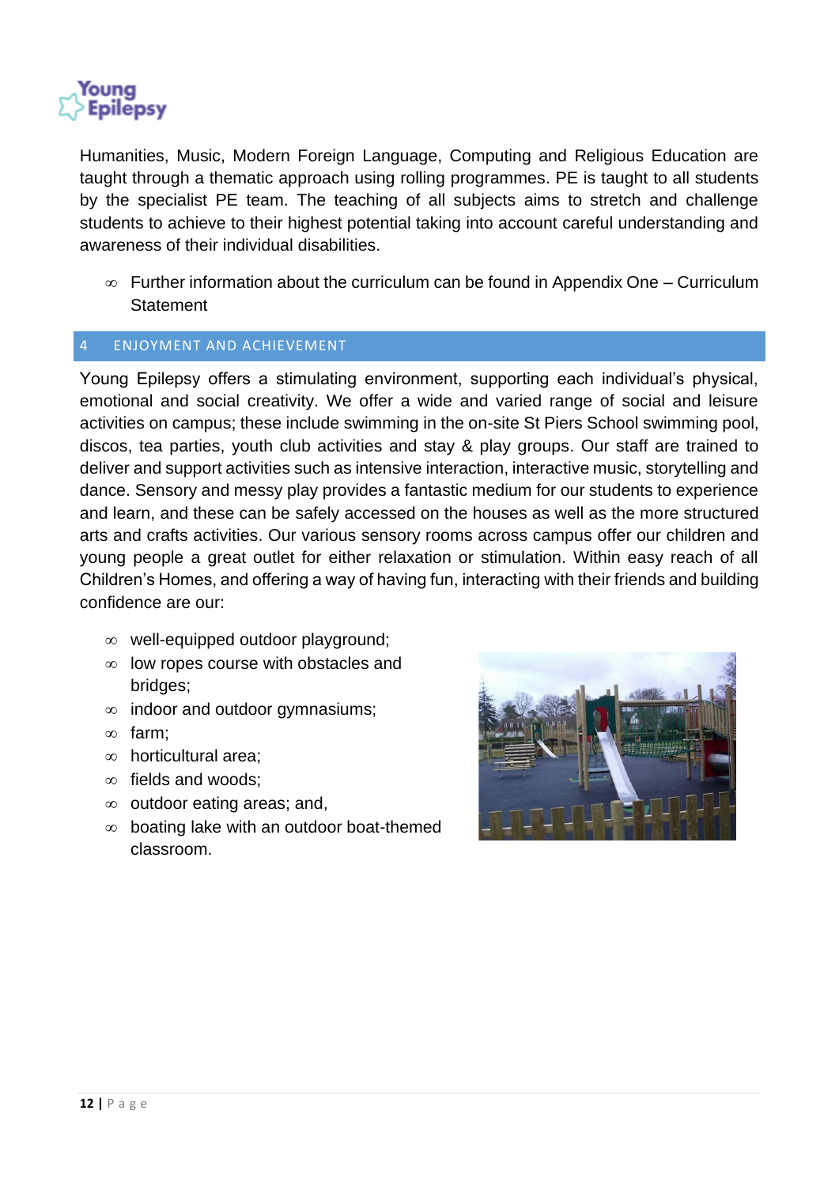Humanities, Music, Modern Foreign Language, Computing and Religious Education are taught through a thematic approach using rolling programmes. PE is taught to all students by the specialist PE team. The teaching of all subjects aims to stretch and challenge students to achieve to their highest potential taking into account careful understanding and awareness of their individual disabilities.

- Further information about the curriculum can be found in Appendix One – Curriculum Statement

## 4 ENJOYMENT AND ACHIEVEMENT

Young Epilepsy offers a stimulating environment, supporting each individual's physical, emotional and social creativity. We offer a wide and varied range of social and leisure activities on campus; these include swimming in the on-site St Piers School swimming pool, discos, tea parties, youth club activities and stay & play groups. Our staff are trained to deliver and support activities such as intensive interaction, interactive music, storytelling and dance. Sensory and messy play provides a fantastic medium for our students to experience and learn, and these can be safely accessed on the houses as well as the more structured arts and crafts activities. Our various sensory rooms across campus offer our children and young people a great outlet for either relaxation or stimulation. Within easy reach of all Children's Homes, and offering a way of having fun, interacting with their friends and building confidence are our:

- well-equipped outdoor playground;
- low ropes course with obstacles and bridges;
- indoor and outdoor gymnasiums;
- farm;
- horticultural area;
- fields and woods;
- outdoor eating areas; and,
- boating lake with an outdoor boat-themed classroom.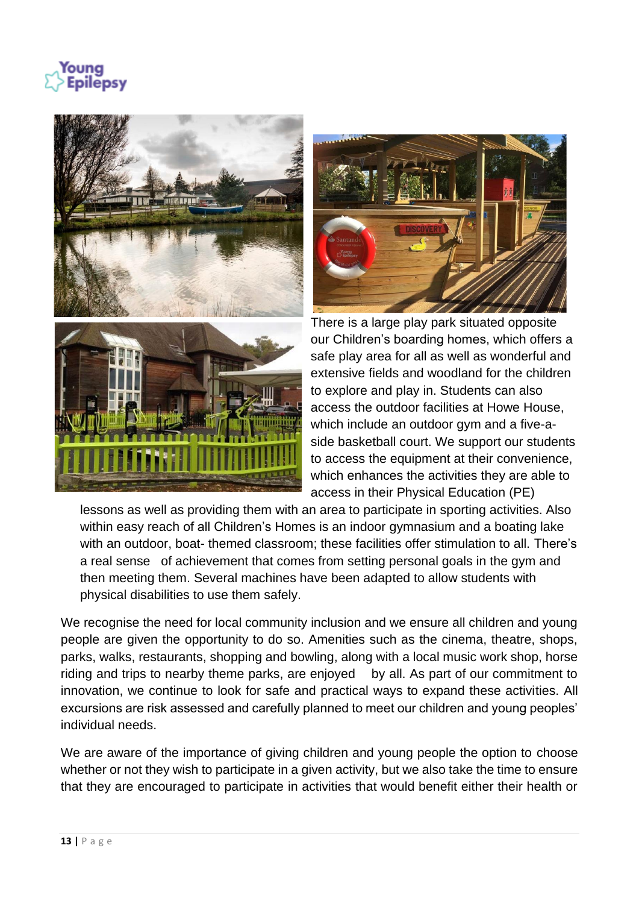There is a large play park situated opposite our Children's boarding homes, which offers a safe play area for all as well as wonderful and extensive fields and woodland for the children to explore and play in. Students can also access the outdoor facilities at Howe House, which include an outdoor gym and a five-a-side basketball court. We support our students to access the equipment at their convenience, which enhances the activities they are able to access in their Physical Education (PE) lessons as well as providing them with an area to participate in sporting activities. Also within easy reach of all Children's Homes is an indoor gymnasium and a boating lake with an outdoor, boat- themed classroom; these facilities offer stimulation to all. There's a real sense of achievement that comes from setting personal goals in the gym and then meeting them. Several machines have been adapted to allow students with physical disabilities to use them safely.

We recognise the need for local community inclusion and we ensure all children and young people are given the opportunity to do so. Amenities such as the cinema, theatre, shops, parks, walks, restaurants, shopping and bowling, along with a local music work shop, horse riding and trips to nearby theme parks, are enjoyed by all. As part of our commitment to innovation, we continue to look for safe and practical ways to expand these activities. All excursions are risk assessed and carefully planned to meet our children and young peoples' individual needs.

We are aware of the importance of giving children and young people the option to choose whether or not they wish to participate in a given activity, but we also take the time to ensure that they are encouraged to participate in activities that would benefit either their health or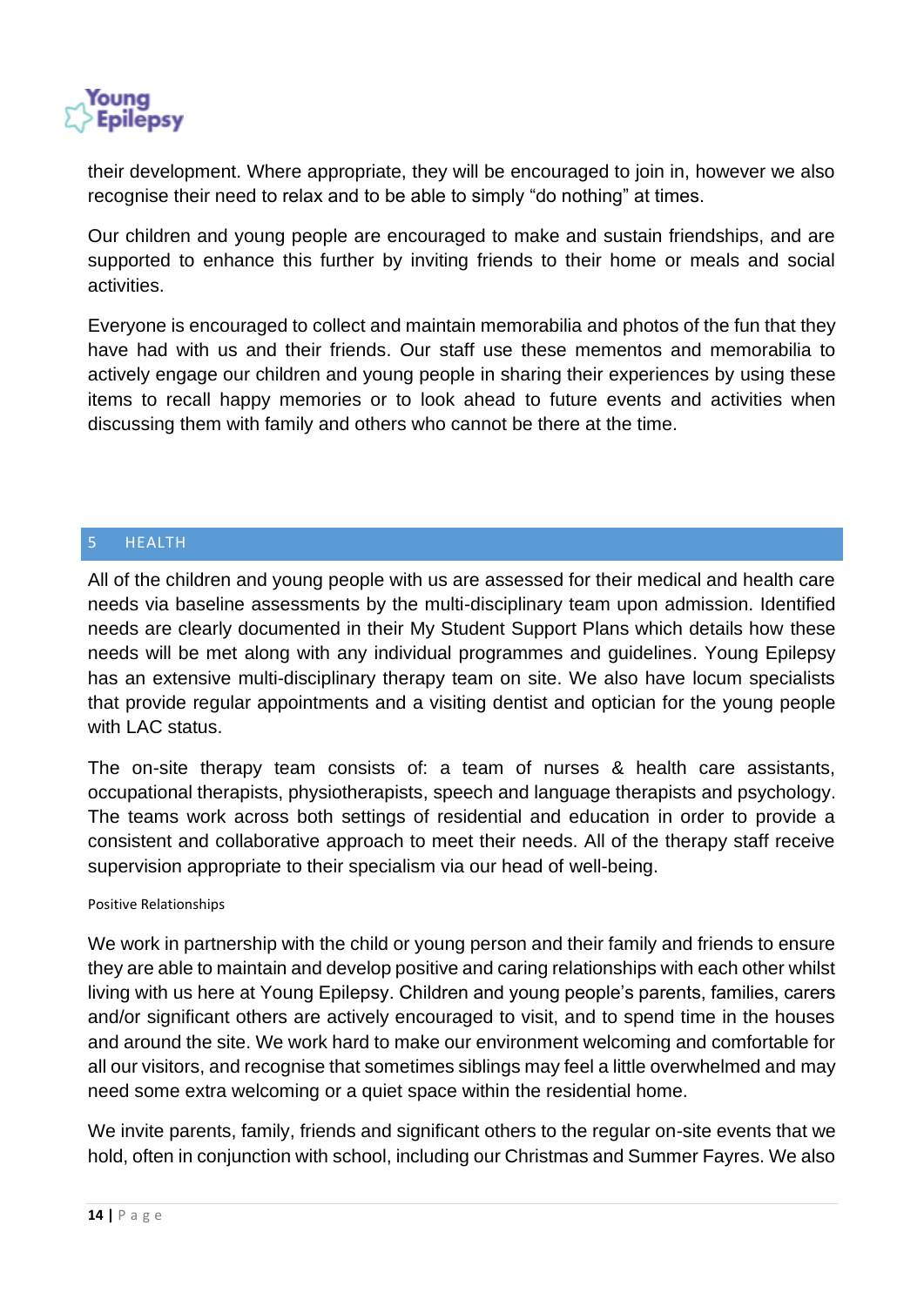their development. Where appropriate, they will be encouraged to join in, however we also recognise their need to relax and to be able to simply "do nothing" at times.

Our children and young people are encouraged to make and sustain friendships, and are supported to enhance this further by inviting friends to their home or meals and social activities.

Everyone is encouraged to collect and maintain memorabilia and photos of the fun that they have had with us and their friends. Our staff use these mementos and memorabilia to actively engage our children and young people in sharing their experiences by using these items to recall happy memories or to look ahead to future events and activities when discussing them with family and others who cannot be there at the time.

## 5 HEALTH

All of the children and young people with us are assessed for their medical and health care needs via baseline assessments by the multi-disciplinary team upon admission. Identified needs are clearly documented in their My Student Support Plans which details how these needs will be met along with any individual programmes and guidelines. Young Epilepsy has an extensive multi-disciplinary therapy team on site. We also have locum specialists that provide regular appointments and a visiting dentist and optician for the young people with LAC status.

The on-site therapy team consists of: a team of nurses & health care assistants, occupational therapists, physiotherapists, speech and language therapists and psychology. The teams work across both settings of residential and education in order to provide a consistent and collaborative approach to meet their needs. All of the therapy staff receive supervision appropriate to their specialism via our head of well-being.

### Positive Relationships

We work in partnership with the child or young person and their family and friends to ensure they are able to maintain and develop positive and caring relationships with each other whilst living with us here at Young Epilepsy. Children and young people's parents, families, carers and/or significant others are actively encouraged to visit, and to spend time in the houses and around the site. We work hard to make our environment welcoming and comfortable for all our visitors, and recognise that sometimes siblings may feel a little overwhelmed and may need some extra welcoming or a quiet space within the residential home.

We invite parents, family, friends and significant others to the regular on-site events that we hold, often in conjunction with school, including our Christmas and Summer Fayres. We also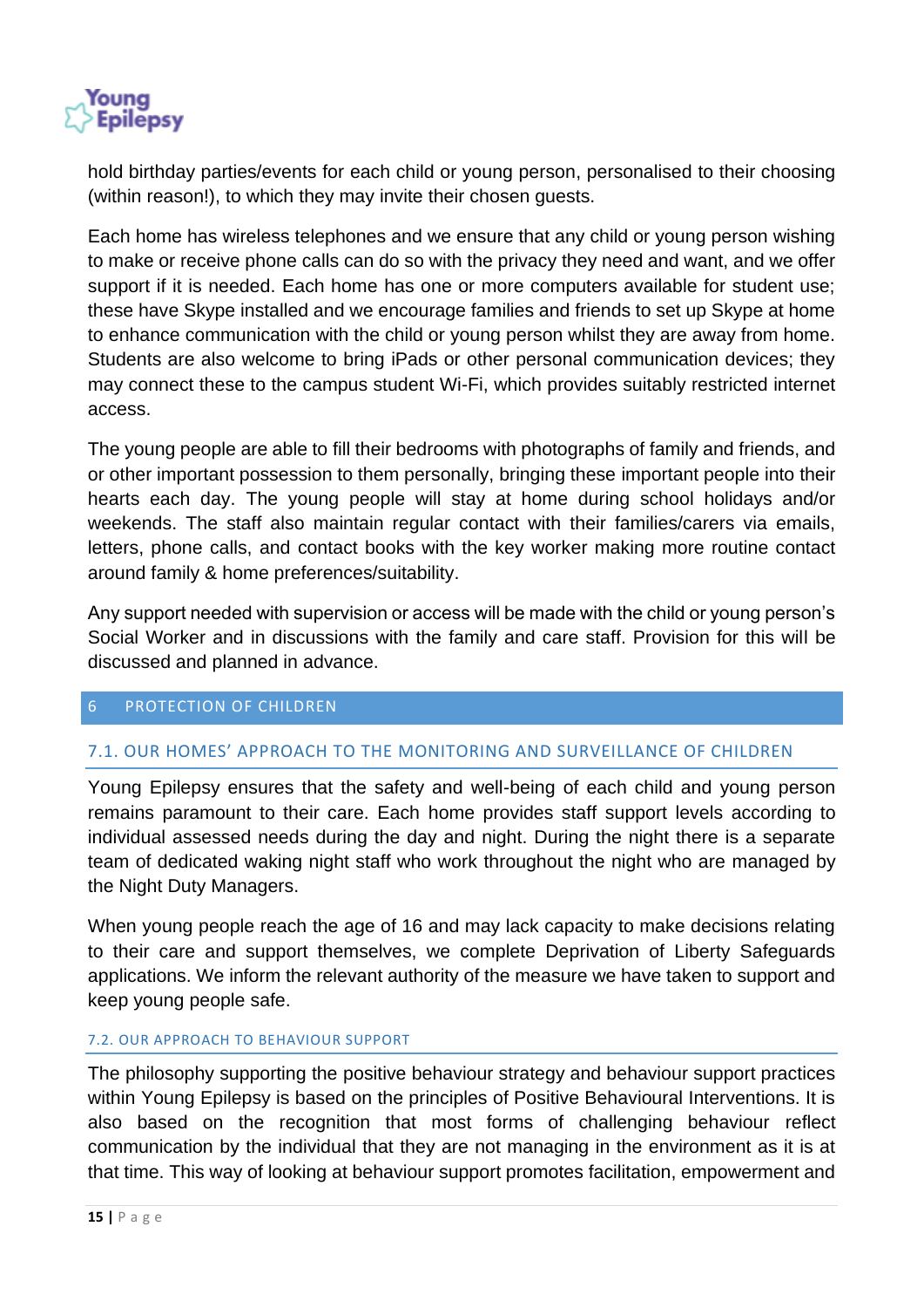hold birthday parties/events for each child or young person, personalised to their choosing (within reason!), to which they may invite their chosen guests.

Each home has wireless telephones and we ensure that any child or young person wishing to make or receive phone calls can do so with the privacy they need and want, and we offer support if it is needed. Each home has one or more computers available for student use; these have Skype installed and we encourage families and friends to set up Skype at home to enhance communication with the child or young person whilst they are away from home. Students are also welcome to bring iPads or other personal communication devices; they may connect these to the campus student Wi-Fi, which provides suitably restricted internet access.

The young people are able to fill their bedrooms with photographs of family and friends, and or other important possession to them personally, bringing these important people into their hearts each day. The young people will stay at home during school holidays and/or weekends. The staff also maintain regular contact with their families/carers via emails, letters, phone calls, and contact books with the key worker making more routine contact around family & home preferences/suitability.

Any support needed with supervision or access will be made with the child or young person's Social Worker and in discussions with the family and care staff. Provision for this will be discussed and planned in advance.

# 6 PROTECTION OF CHILDREN

## 7.1. OUR HOMES' APPROACH TO THE MONITORING AND SURVEILLANCE OF CHILDREN

Young Epilepsy ensures that the safety and well-being of each child and young person remains paramount to their care. Each home provides staff support levels according to individual assessed needs during the day and night. During the night there is a separate team of dedicated waking night staff who work throughout the night who are managed by the Night Duty Managers.

When young people reach the age of 16 and may lack capacity to make decisions relating to their care and support themselves, we complete Deprivation of Liberty Safeguards applications. We inform the relevant authority of the measure we have taken to support and keep young people safe.

### 7.2. OUR APPROACH TO BEHAVIOUR SUPPORT

The philosophy supporting the positive behaviour strategy and behaviour support practices within Young Epilepsy is based on the principles of Positive Behavioural Interventions. It is also based on the recognition that most forms of challenging behaviour reflect communication by the individual that they are not managing in the environment as it is at that time. This way of looking at behaviour support promotes facilitation, empowerment and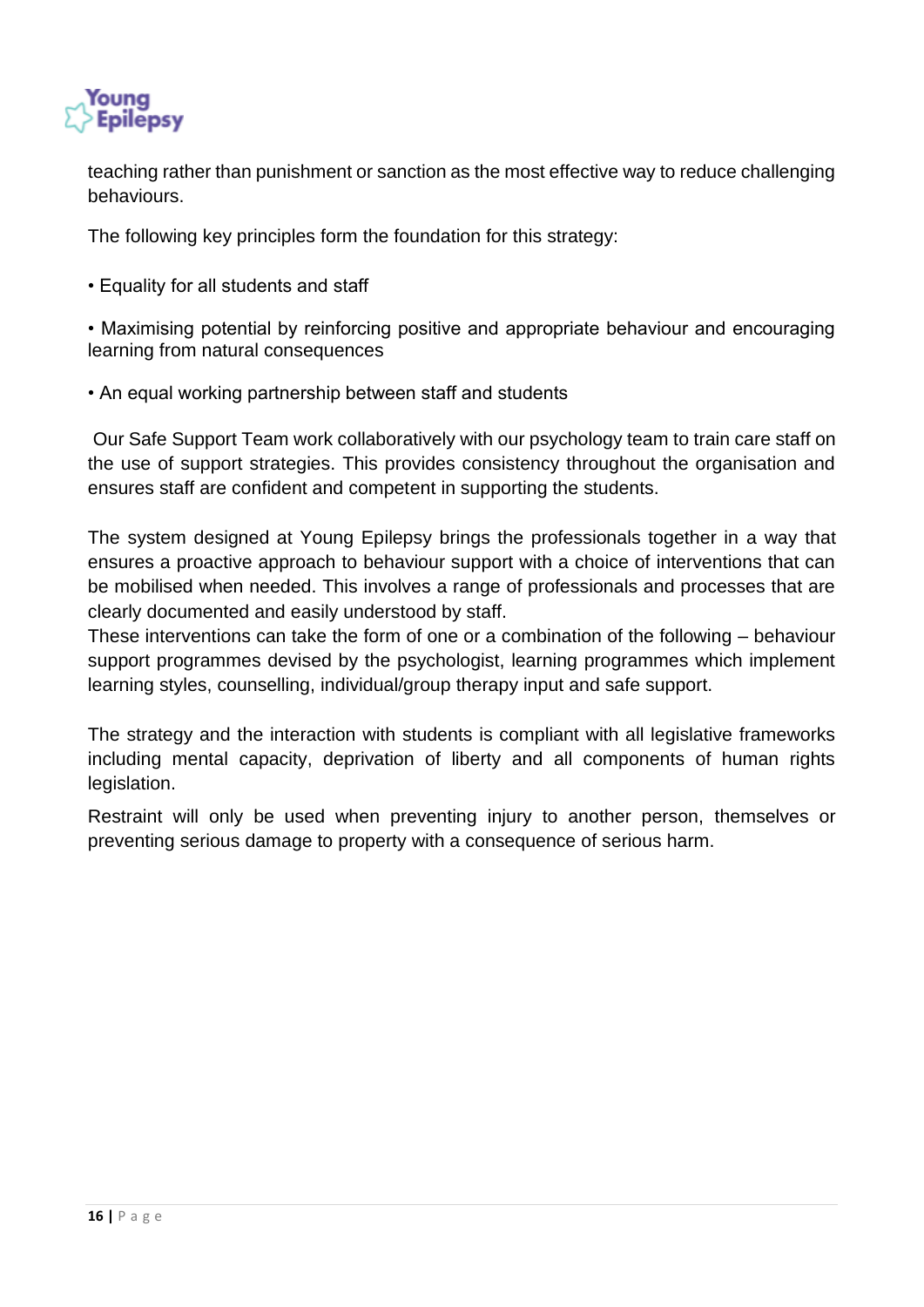teaching rather than punishment or sanction as the most effective way to reduce challenging behaviours.

The following key principles form the foundation for this strategy:

- Equality for all students and staff
- Maximising potential by reinforcing positive and appropriate behaviour and encouraging learning from natural consequences
- An equal working partnership between staff and students

Our Safe Support Team work collaboratively with our psychology team to train care staff on the use of support strategies. This provides consistency throughout the organisation and ensures staff are confident and competent in supporting the students.

The system designed at Young Epilepsy brings the professionals together in a way that ensures a proactive approach to behaviour support with a choice of interventions that can be mobilised when needed. This involves a range of professionals and processes that are clearly documented and easily understood by staff.

These interventions can take the form of one or a combination of the following – behaviour support programmes devised by the psychologist, learning programmes which implement learning styles, counselling, individual/group therapy input and safe support.

The strategy and the interaction with students is compliant with all legislative frameworks including mental capacity, deprivation of liberty and all components of human rights legislation.

Restraint will only be used when preventing injury to another person, themselves or preventing serious damage to property with a consequence of serious harm.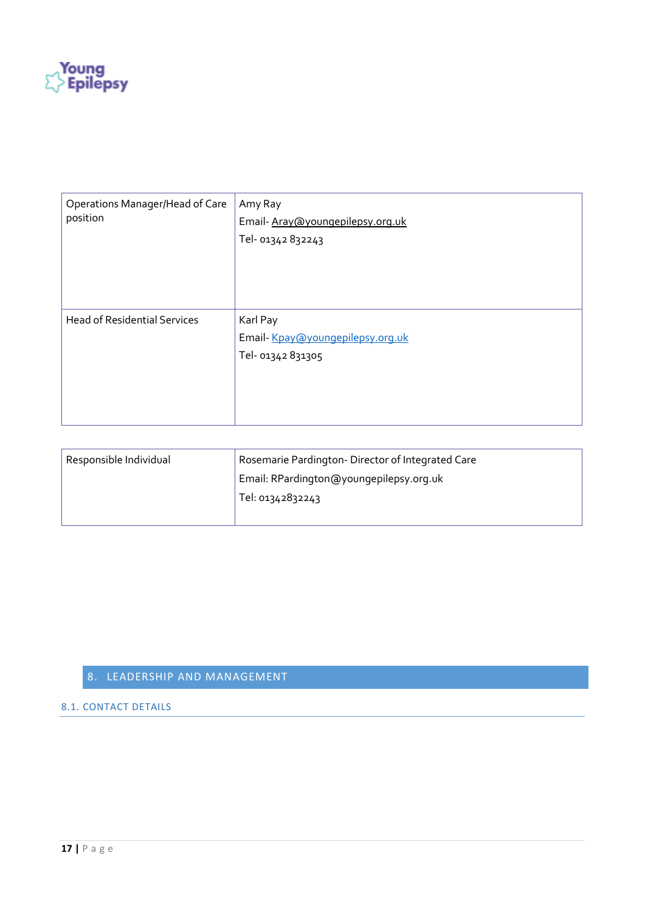| Operations Manager/Head of Care position | Amy Ray<br>Email- Aray@youngepilepsy.org.uk<br>Tel- 01342 832243 |
|---|---|
| Head of Residential Services | Karl Pay<br>Email- Kpay@youngepilepsy.org.uk<br>Tel- 01342 831305 |

| Responsible Individual | Rosemarie Pardington- Director of Integrated Care<br>Email: RPardington@youngepilepsy.org.uk<br>Tel: 01342832243 |
|---|---|

# 8. LEADERSHIP AND MANAGEMENT

## 8.1. CONTACT DETAILS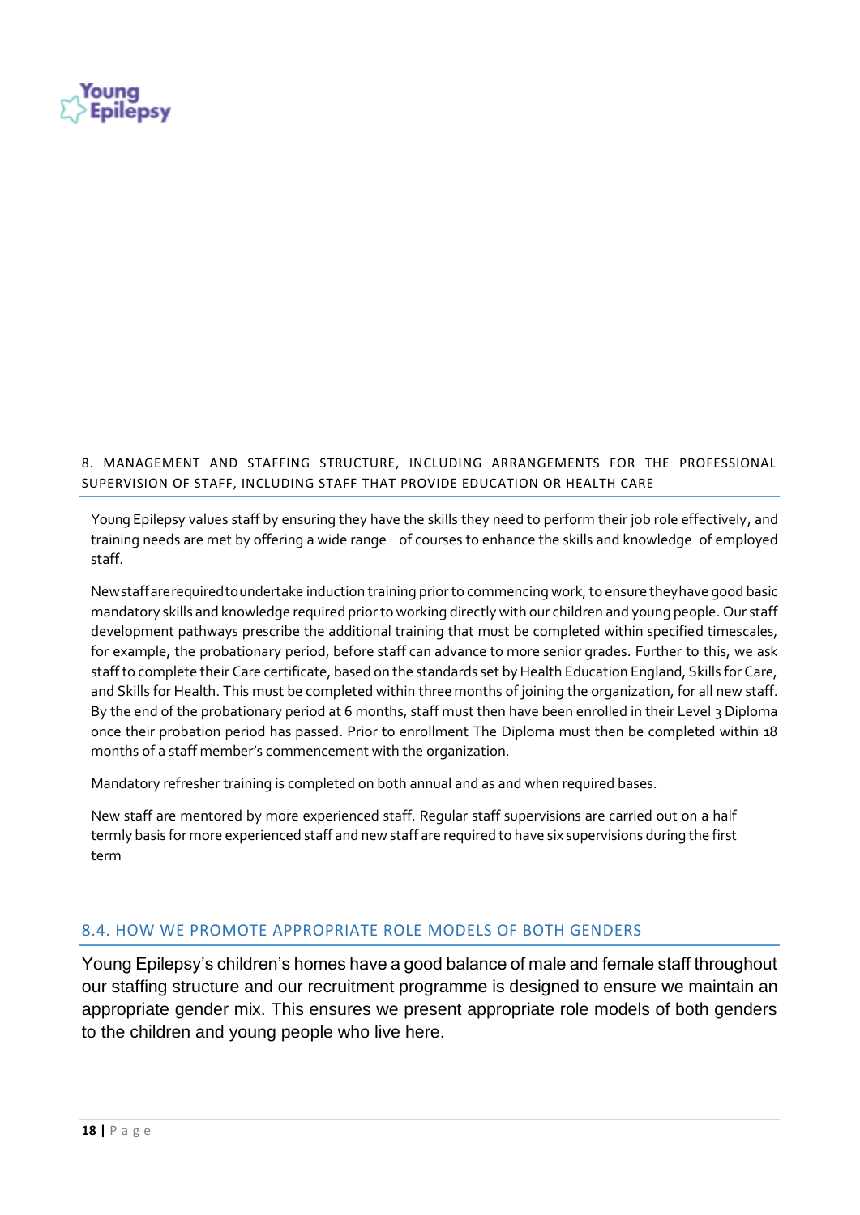## 8. MANAGEMENT AND STAFFING STRUCTURE, INCLUDING ARRANGEMENTS FOR THE PROFESSIONAL SUPERVISION OF STAFF, INCLUDING STAFF THAT PROVIDE EDUCATION OR HEALTH CARE

Young Epilepsy values staff by ensuring they have the skills they need to perform their job role effectively, and training needs are met by offering a wide range of courses to enhance the skills and knowledge of employed staff.

New staff are required to undertake induction training prior to commencing work, to ensure they have good basic mandatory skills and knowledge required prior to working directly with our children and young people. Our staff development pathways prescribe the additional training that must be completed within specified timescales, for example, the probationary period, before staff can advance to more senior grades. Further to this, we ask staff to complete their Care certificate, based on the standards set by Health Education England, Skills for Care, and Skills for Health. This must be completed within three months of joining the organization, for all new staff. By the end of the probationary period at 6 months, staff must then have been enrolled in their Level 3 Diploma once their probation period has passed. Prior to enrollment The Diploma must then be completed within 18 months of a staff member's commencement with the organization.

Mandatory refresher training is completed on both annual and as and when required bases.

New staff are mentored by more experienced staff. Regular staff supervisions are carried out on a half termly basis for more experienced staff and new staff are required to have six supervisions during the first term

## 8.4. HOW WE PROMOTE APPROPRIATE ROLE MODELS OF BOTH GENDERS

Young Epilepsy's children's homes have a good balance of male and female staff throughout our staffing structure and our recruitment programme is designed to ensure we maintain an appropriate gender mix. This ensures we present appropriate role models of both genders to the children and young people who live here.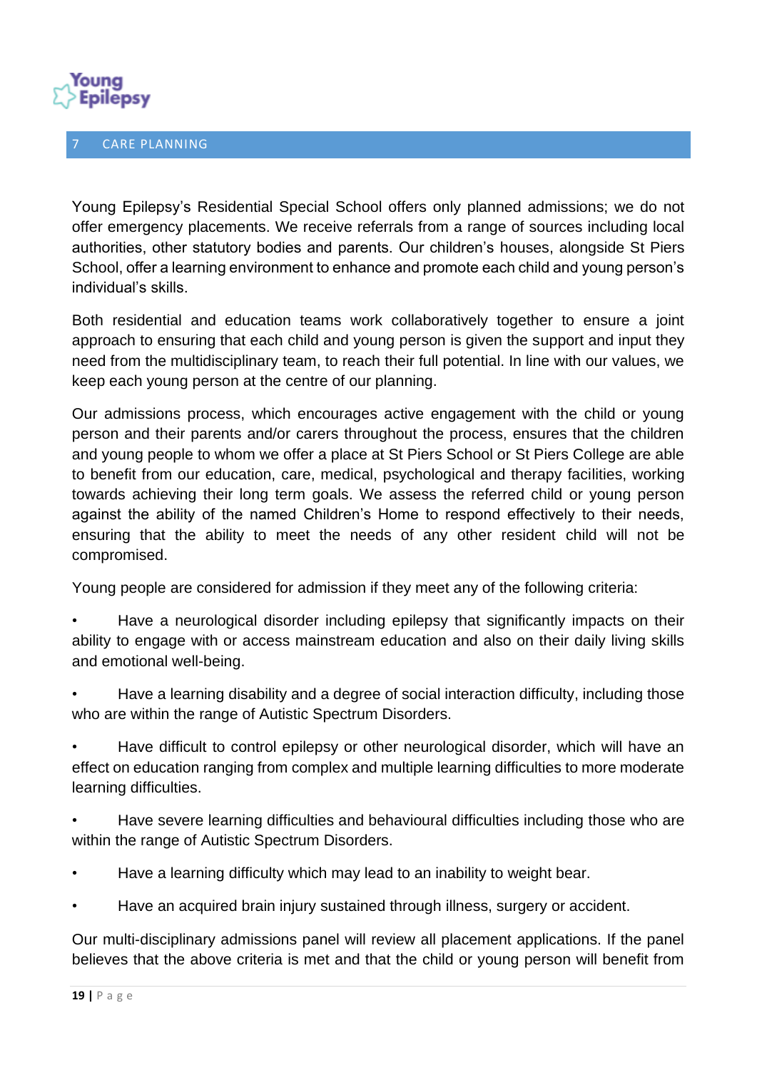## 7 CARE PLANNING

Young Epilepsy's Residential Special School offers only planned admissions; we do not offer emergency placements. We receive referrals from a range of sources including local authorities, other statutory bodies and parents. Our children's houses, alongside St Piers School, offer a learning environment to enhance and promote each child and young person's individual's skills.

Both residential and education teams work collaboratively together to ensure a joint approach to ensuring that each child and young person is given the support and input they need from the multidisciplinary team, to reach their full potential. In line with our values, we keep each young person at the centre of our planning.

Our admissions process, which encourages active engagement with the child or young person and their parents and/or carers throughout the process, ensures that the children and young people to whom we offer a place at St Piers School or St Piers College are able to benefit from our education, care, medical, psychological and therapy facilities, working towards achieving their long term goals. We assess the referred child or young person against the ability of the named Children's Home to respond effectively to their needs, ensuring that the ability to meet the needs of any other resident child will not be compromised.

Young people are considered for admission if they meet any of the following criteria:

- Have a neurological disorder including epilepsy that significantly impacts on their ability to engage with or access mainstream education and also on their daily living skills and emotional well-being.
- Have a learning disability and a degree of social interaction difficulty, including those who are within the range of Autistic Spectrum Disorders.
- Have difficult to control epilepsy or other neurological disorder, which will have an effect on education ranging from complex and multiple learning difficulties to more moderate learning difficulties.
- Have severe learning difficulties and behavioural difficulties including those who are within the range of Autistic Spectrum Disorders.
- Have a learning difficulty which may lead to an inability to weight bear.
- Have an acquired brain injury sustained through illness, surgery or accident.

Our multi-disciplinary admissions panel will review all placement applications. If the panel believes that the above criteria is met and that the child or young person will benefit from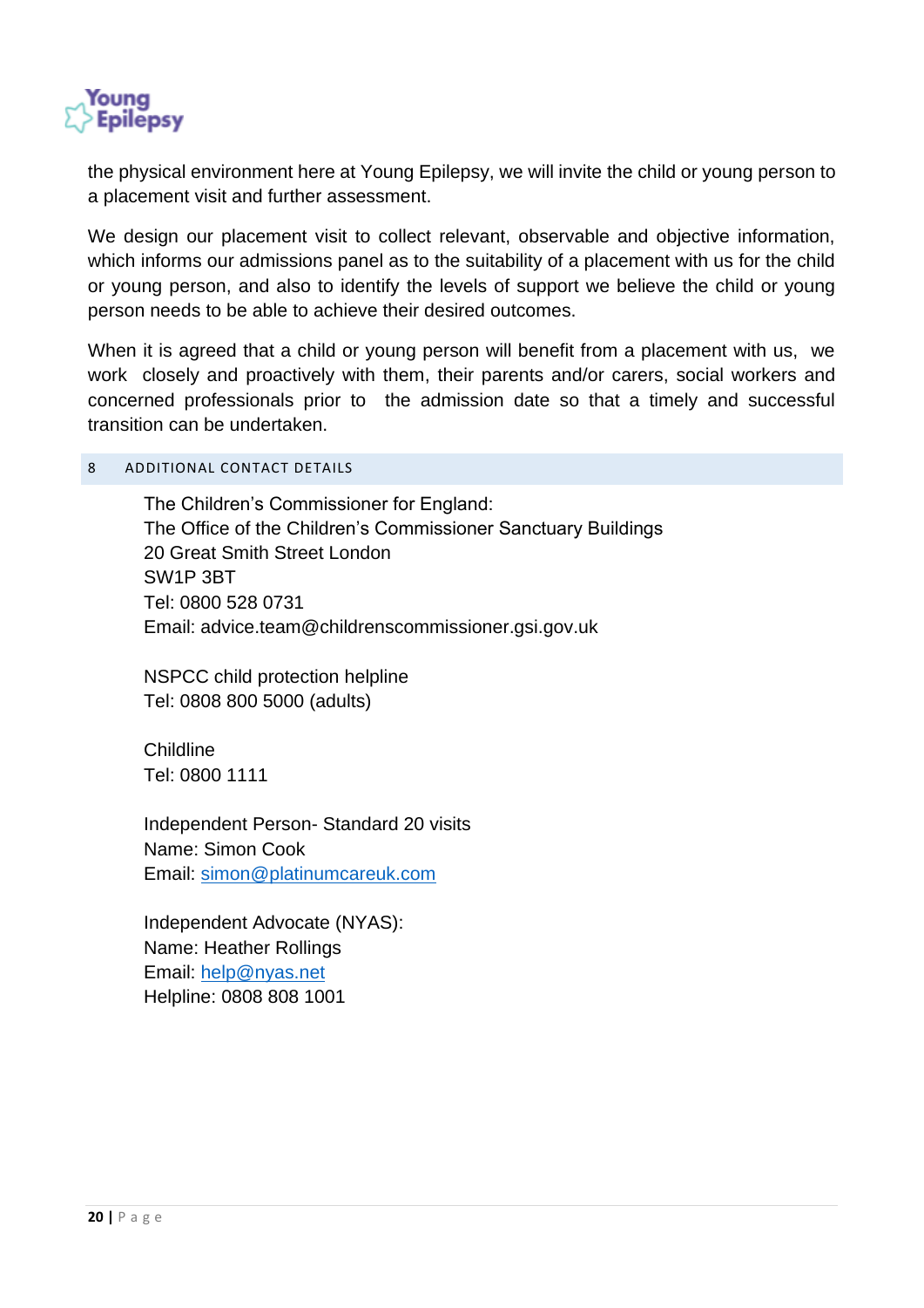the physical environment here at Young Epilepsy, we will invite the child or young person to a placement visit and further assessment.

We design our placement visit to collect relevant, observable and objective information, which informs our admissions panel as to the suitability of a placement with us for the child or young person, and also to identify the levels of support we believe the child or young person needs to be able to achieve their desired outcomes.

When it is agreed that a child or young person will benefit from a placement with us, we work closely and proactively with them, their parents and/or carers, social workers and concerned professionals prior to the admission date so that a timely and successful transition can be undertaken.

## 8 ADDITIONAL CONTACT DETAILS

The Children's Commissioner for England:
The Office of the Children's Commissioner Sanctuary Buildings
20 Great Smith Street London
SW1P 3BT
Tel: 0800 528 0731
Email: advice.team@childrenscommissioner.gsi.gov.uk

NSPCC child protection helpline
Tel: 0808 800 5000 (adults)

Childline
Tel: 0800 1111

Independent Person- Standard 20 visits
Name: Simon Cook
Email: simon@platinumcareuk.com

Independent Advocate (NYAS):
Name: Heather Rollings
Email: help@nyas.net
Helpline: 0808 808 1001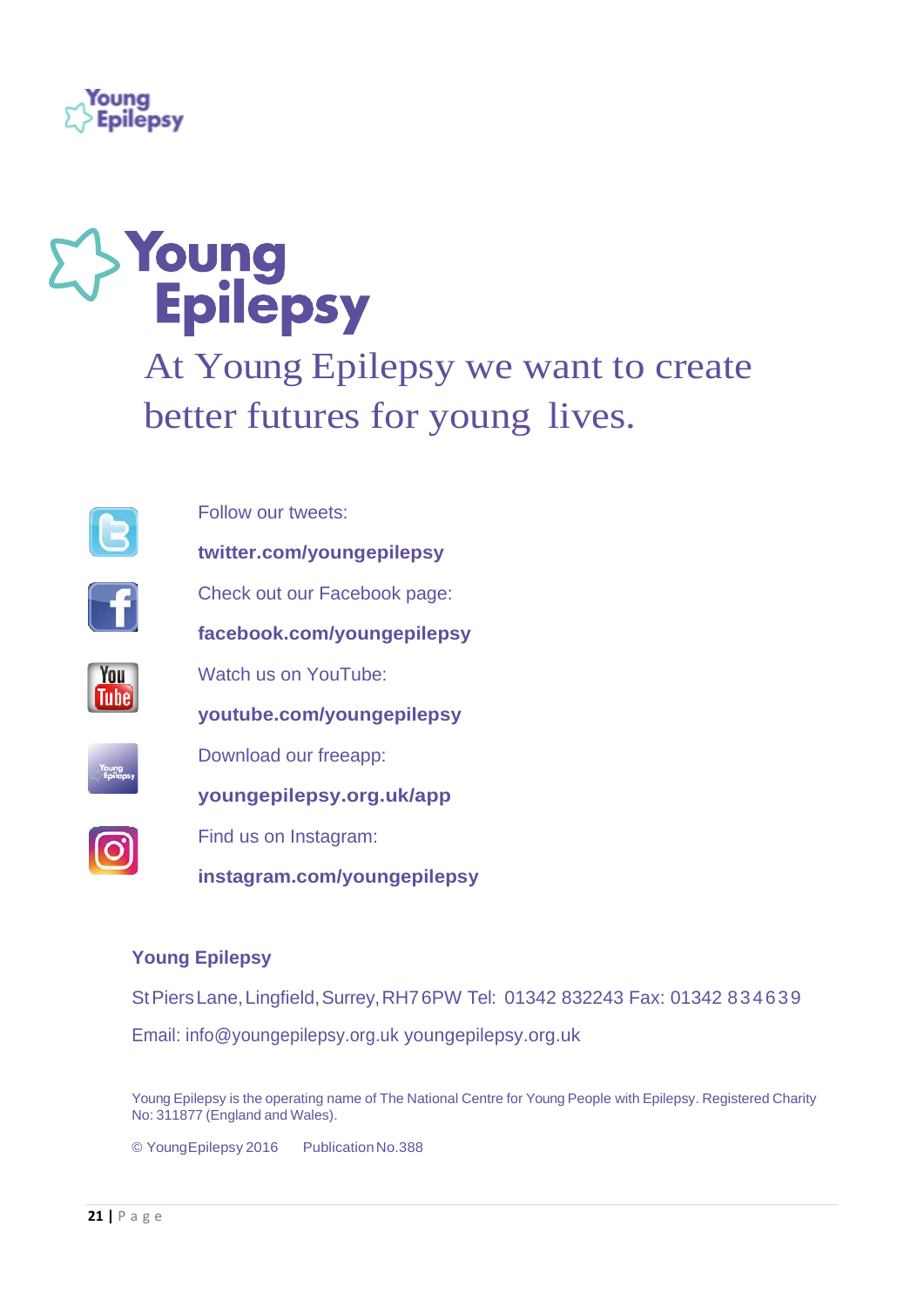# Young Epilepsy

At Young Epilepsy we want to create better futures for young lives.

Follow our tweets:

**twitter.com/youngepilepsy**

Check out our Facebook page:

**facebook.com/youngepilepsy**

Watch us on YouTube:

**youtube.com/youngepilepsy**

Download our freeapp:

**youngepilepsy.org.uk/app**

Find us on Instagram:

**instagram.com/youngepilepsy**

**Young Epilepsy**

St Piers Lane, Lingfield, Surrey, RH7 6PW Tel: 01342 832243 Fax: 01342 834639

Email: info@youngepilepsy.org.uk youngepilepsy.org.uk

Young Epilepsy is the operating name of The National Centre for Young People with Epilepsy. Registered Charity No: 311877 (England and Wales).

© Young Epilepsy 2016 Publication No.388